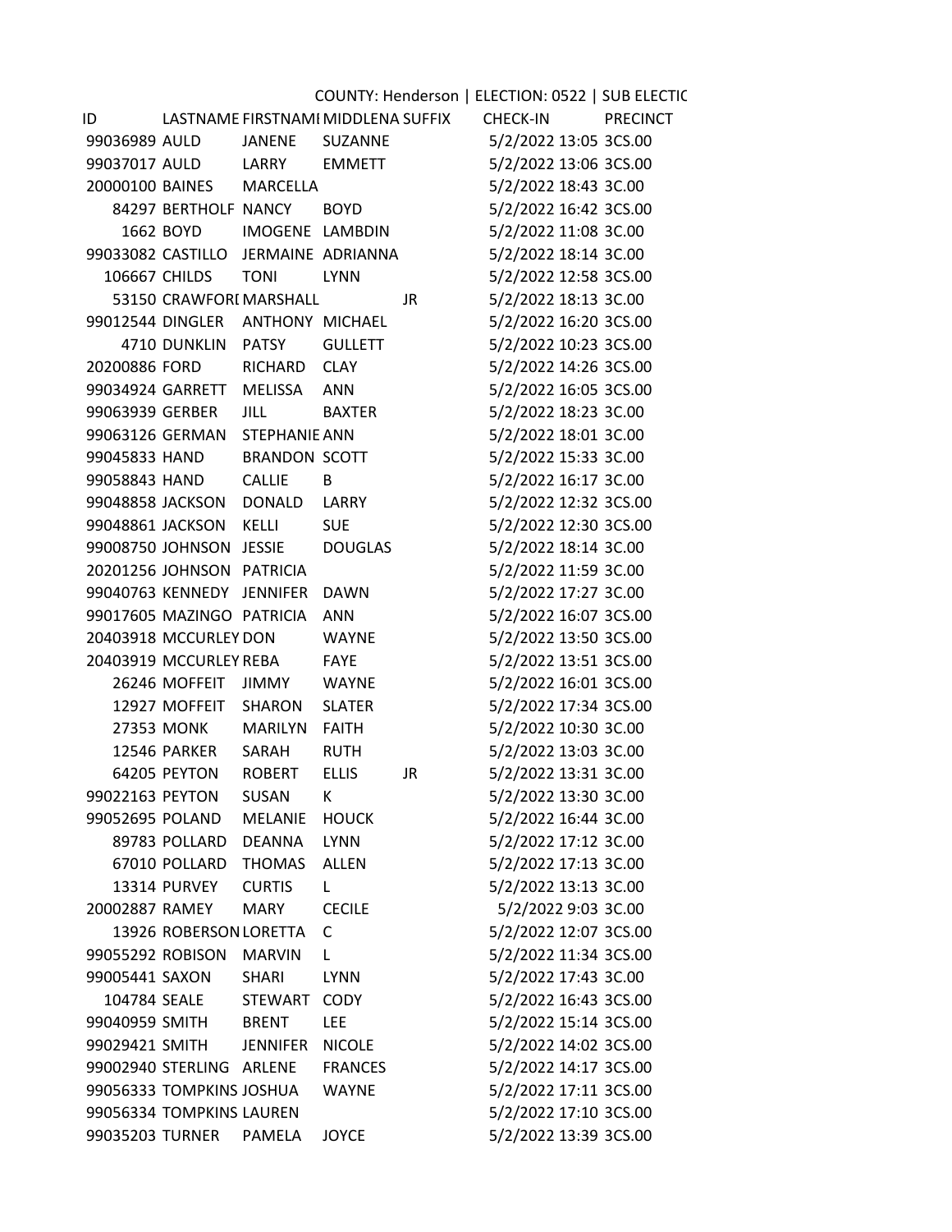COUNTY: Henderson | ELECTION: 0522 | SUB ELECTIC

| ID | LASTNAME | FIRSTNAMI | MIDDLENA | SUFFIX | CHECK-IN | PRECINCT |
|---|---|---|---|---|---|---|
| 99036989 | AULD | JANENE | SUZANNE | | 5/2/2022 13:05 | 3CS.00 |
| 99037017 | AULD | LARRY | EMMETT | | 5/2/2022 13:06 | 3CS.00 |
| 20000100 | BAINES | MARCELLA | | | 5/2/2022 18:43 | 3C.00 |
| 84297 | BERTHOLF | NANCY | BOYD | | 5/2/2022 16:42 | 3CS.00 |
| 1662 | BOYD | IMOGENE | LAMBDIN | | 5/2/2022 11:08 | 3C.00 |
| 99033082 | CASTILLO | JERMAINE | ADRIANNA | | 5/2/2022 18:14 | 3C.00 |
| 106667 | CHILDS | TONI | LYNN | | 5/2/2022 12:58 | 3CS.00 |
| 53150 | CRAWFORI | MARSHALL | | JR | 5/2/2022 18:13 | 3C.00 |
| 99012544 | DINGLER | ANTHONY | MICHAEL | | 5/2/2022 16:20 | 3CS.00 |
| 4710 | DUNKLIN | PATSY | GULLETT | | 5/2/2022 10:23 | 3CS.00 |
| 20200886 | FORD | RICHARD | CLAY | | 5/2/2022 14:26 | 3CS.00 |
| 99034924 | GARRETT | MELISSA | ANN | | 5/2/2022 16:05 | 3CS.00 |
| 99063939 | GERBER | JILL | BAXTER | | 5/2/2022 18:23 | 3C.00 |
| 99063126 | GERMAN | STEPHANIE | ANN | | 5/2/2022 18:01 | 3C.00 |
| 99045833 | HAND | BRANDON | SCOTT | | 5/2/2022 15:33 | 3C.00 |
| 99058843 | HAND | CALLIE | B | | 5/2/2022 16:17 | 3C.00 |
| 99048858 | JACKSON | DONALD | LARRY | | 5/2/2022 12:32 | 3CS.00 |
| 99048861 | JACKSON | KELLI | SUE | | 5/2/2022 12:30 | 3CS.00 |
| 99008750 | JOHNSON | JESSIE | DOUGLAS | | 5/2/2022 18:14 | 3C.00 |
| 20201256 | JOHNSON | PATRICIA | | | 5/2/2022 11:59 | 3C.00 |
| 99040763 | KENNEDY | JENNIFER | DAWN | | 5/2/2022 17:27 | 3C.00 |
| 99017605 | MAZINGO | PATRICIA | ANN | | 5/2/2022 16:07 | 3CS.00 |
| 20403918 | MCCURLEY | DON | WAYNE | | 5/2/2022 13:50 | 3CS.00 |
| 20403919 | MCCURLEY | REBA | FAYE | | 5/2/2022 13:51 | 3CS.00 |
| 26246 | MOFFEIT | JIMMY | WAYNE | | 5/2/2022 16:01 | 3CS.00 |
| 12927 | MOFFEIT | SHARON | SLATER | | 5/2/2022 17:34 | 3CS.00 |
| 27353 | MONK | MARILYN | FAITH | | 5/2/2022 10:30 | 3C.00 |
| 12546 | PARKER | SARAH | RUTH | | 5/2/2022 13:03 | 3C.00 |
| 64205 | PEYTON | ROBERT | ELLIS | JR | 5/2/2022 13:31 | 3C.00 |
| 99022163 | PEYTON | SUSAN | K | | 5/2/2022 13:30 | 3C.00 |
| 99052695 | POLAND | MELANIE | HOUCK | | 5/2/2022 16:44 | 3C.00 |
| 89783 | POLLARD | DEANNA | LYNN | | 5/2/2022 17:12 | 3C.00 |
| 67010 | POLLARD | THOMAS | ALLEN | | 5/2/2022 17:13 | 3C.00 |
| 13314 | PURVEY | CURTIS | L | | 5/2/2022 13:13 | 3C.00 |
| 20002887 | RAMEY | MARY | CECILE | | 5/2/2022 9:03 | 3C.00 |
| 13926 | ROBERSON | LORETTA | C | | 5/2/2022 12:07 | 3CS.00 |
| 99055292 | ROBISON | MARVIN | L | | 5/2/2022 11:34 | 3CS.00 |
| 99005441 | SAXON | SHARI | LYNN | | 5/2/2022 17:43 | 3C.00 |
| 104784 | SEALE | STEWART | CODY | | 5/2/2022 16:43 | 3CS.00 |
| 99040959 | SMITH | BRENT | LEE | | 5/2/2022 15:14 | 3CS.00 |
| 99029421 | SMITH | JENNIFER | NICOLE | | 5/2/2022 14:02 | 3CS.00 |
| 99002940 | STERLING | ARLENE | FRANCES | | 5/2/2022 14:17 | 3CS.00 |
| 99056333 | TOMPKINS | JOSHUA | WAYNE | | 5/2/2022 17:11 | 3CS.00 |
| 99056334 | TOMPKINS | LAUREN | | | 5/2/2022 17:10 | 3CS.00 |
| 99035203 | TURNER | PAMELA | JOYCE | | 5/2/2022 13:39 | 3CS.00 |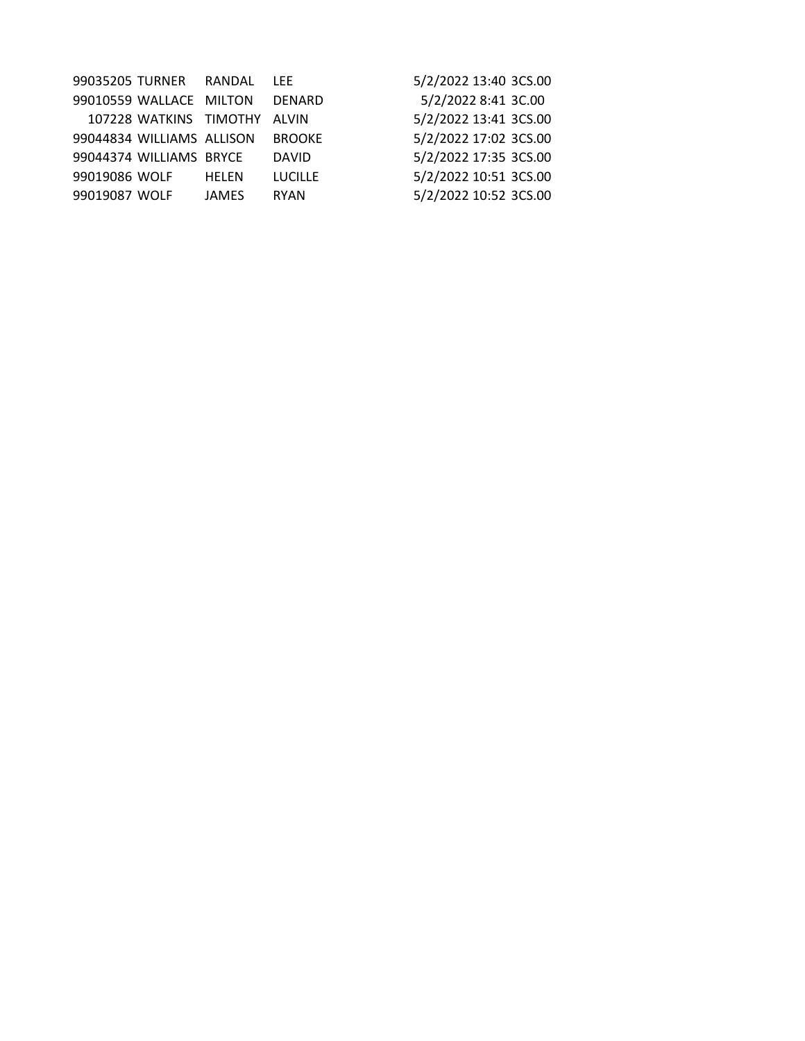| | | | | | |
|---|---|---|---|---|---|
| 99035205 | TURNER | RANDAL | LEE | 5/2/2022 13:40 | 3CS.00 |
| 99010559 | WALLACE | MILTON | DENARD | 5/2/2022 8:41 | 3C.00 |
| 107228 | WATKINS | TIMOTHY | ALVIN | 5/2/2022 13:41 | 3CS.00 |
| 99044834 | WILLIAMS | ALLISON | BROOKE | 5/2/2022 17:02 | 3CS.00 |
| 99044374 | WILLIAMS | BRYCE | DAVID | 5/2/2022 17:35 | 3CS.00 |
| 99019086 | WOLF | HELEN | LUCILLE | 5/2/2022 10:51 | 3CS.00 |
| 99019087 | WOLF | JAMES | RYAN | 5/2/2022 10:52 | 3CS.00 |